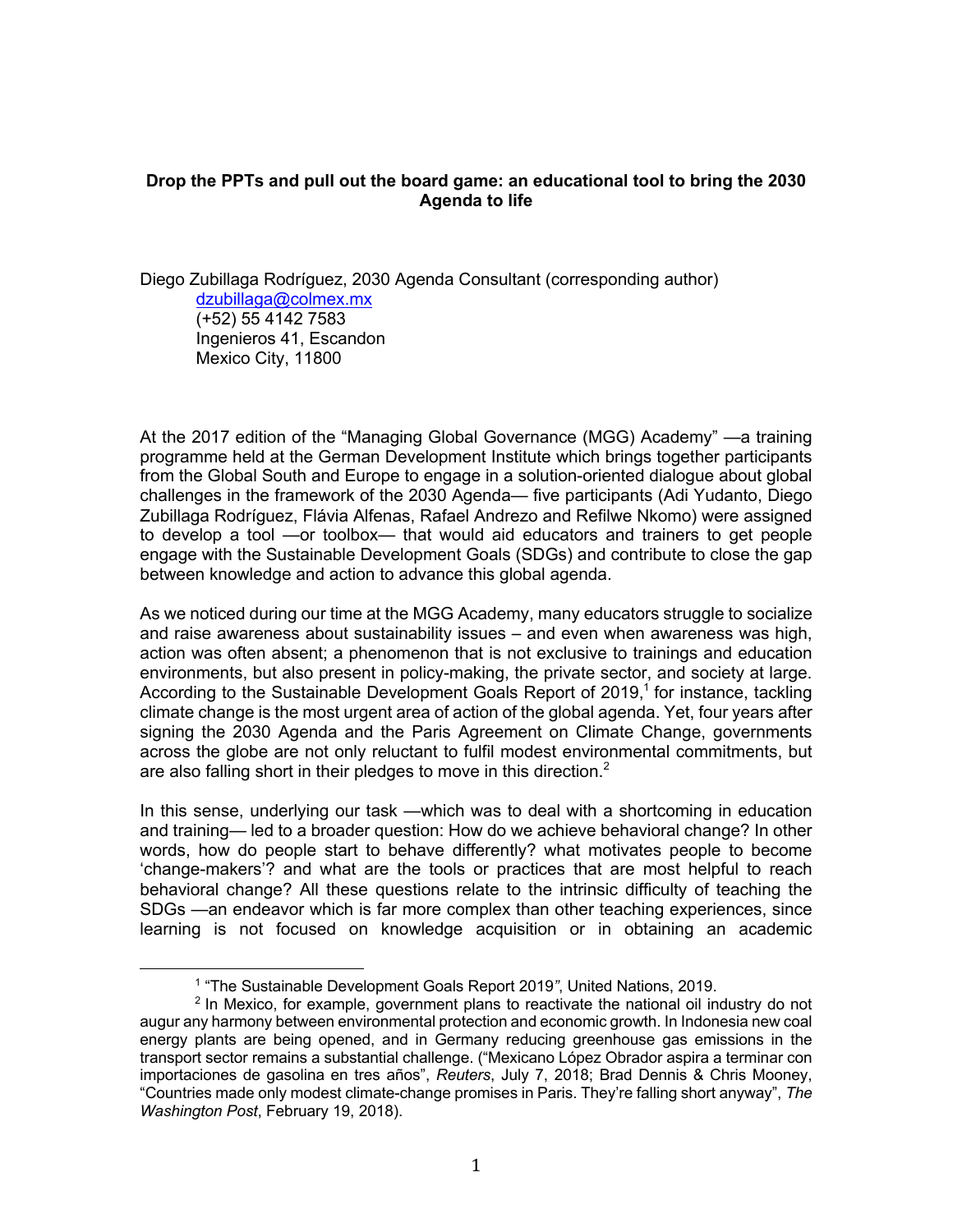**Drop the PPTs and pull out the board game: an educational tool to bring the 2030 Agenda to life**

Diego Zubillaga Rodríguez, 2030 Agenda Consultant (corresponding author)
dzubillaga@colmex.mx
(+52) 55 4142 7583
Ingenieros 41, Escandon
Mexico City, 11800

At the 2017 edition of the "Managing Global Governance (MGG) Academy" —a training programme held at the German Development Institute which brings together participants from the Global South and Europe to engage in a solution-oriented dialogue about global challenges in the framework of the 2030 Agenda— five participants (Adi Yudanto, Diego Zubillaga Rodríguez, Flávia Alfenas, Rafael Andrezo and Refilwe Nkomo) were assigned to develop a tool —or toolbox— that would aid educators and trainers to get people engage with the Sustainable Development Goals (SDGs) and contribute to close the gap between knowledge and action to advance this global agenda.

As we noticed during our time at the MGG Academy, many educators struggle to socialize and raise awareness about sustainability issues – and even when awareness was high, action was often absent; a phenomenon that is not exclusive to trainings and education environments, but also present in policy-making, the private sector, and society at large. According to the Sustainable Development Goals Report of 2019,[1] for instance, tackling climate change is the most urgent area of action of the global agenda. Yet, four years after signing the 2030 Agenda and the Paris Agreement on Climate Change, governments across the globe are not only reluctant to fulfil modest environmental commitments, but are also falling short in their pledges to move in this direction.[2]

In this sense, underlying our task —which was to deal with a shortcoming in education and training— led to a broader question: How do we achieve behavioral change? In other words, how do people start to behave differently? what motivates people to become 'change-makers'? and what are the tools or practices that are most helpful to reach behavioral change? All these questions relate to the intrinsic difficulty of teaching the SDGs —an endeavor which is far more complex than other teaching experiences, since learning is not focused on knowledge acquisition or in obtaining an academic

[1] "The Sustainable Development Goals Report 2019", United Nations, 2019.

[2] In Mexico, for example, government plans to reactivate the national oil industry do not augur any harmony between environmental protection and economic growth. In Indonesia new coal energy plants are being opened, and in Germany reducing greenhouse gas emissions in the transport sector remains a substantial challenge. ("Mexicano López Obrador aspira a terminar con importaciones de gasolina en tres años", *Reuters*, July 7, 2018; Brad Dennis & Chris Mooney, "Countries made only modest climate-change promises in Paris. They're falling short anyway", *The Washington Post*, February 19, 2018).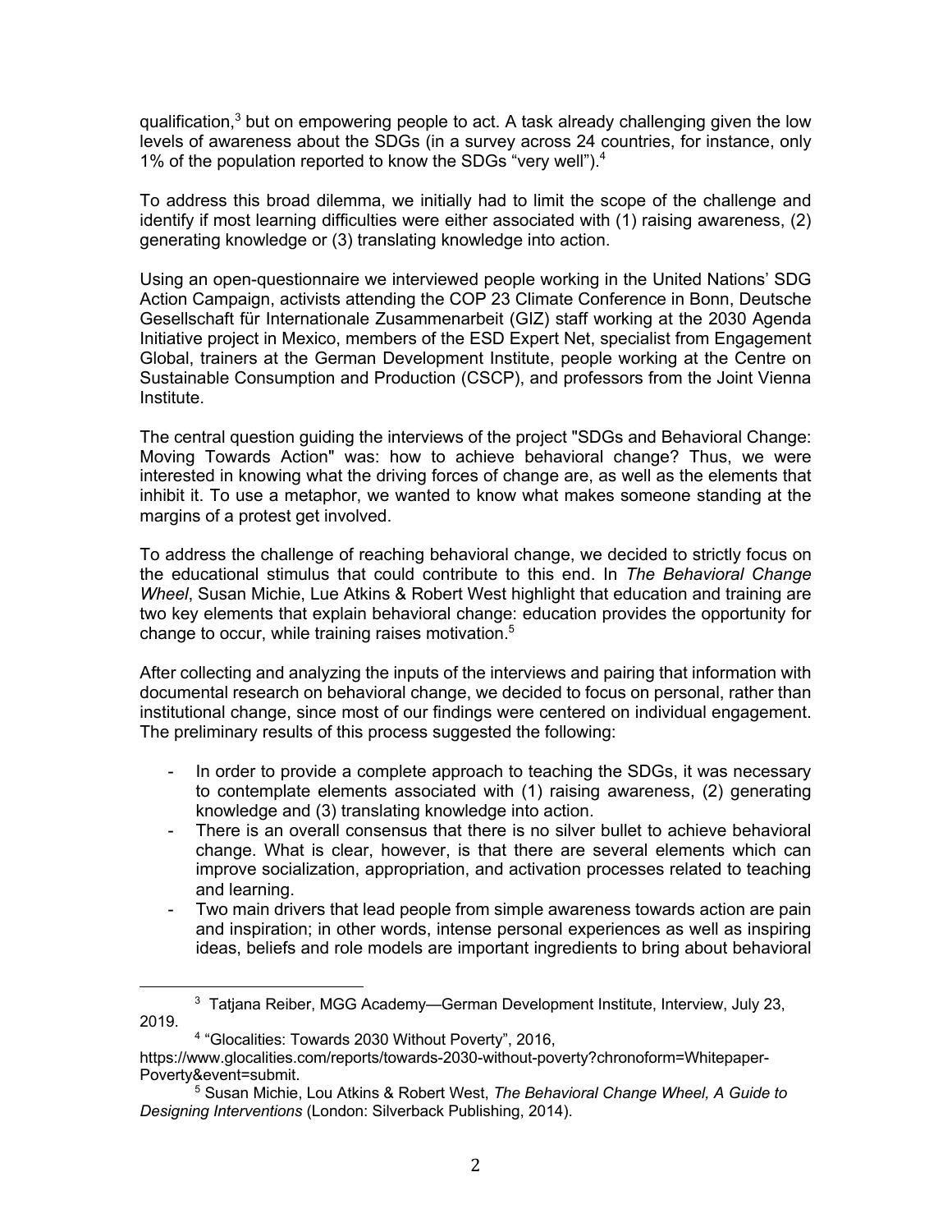qualification,[3] but on empowering people to act. A task already challenging given the low levels of awareness about the SDGs (in a survey across 24 countries, for instance, only 1% of the population reported to know the SDGs "very well").[4]

To address this broad dilemma, we initially had to limit the scope of the challenge and identify if most learning difficulties were either associated with (1) raising awareness, (2) generating knowledge or (3) translating knowledge into action.

Using an open-questionnaire we interviewed people working in the United Nations' SDG Action Campaign, activists attending the COP 23 Climate Conference in Bonn, Deutsche Gesellschaft für Internationale Zusammenarbeit (GIZ) staff working at the 2030 Agenda Initiative project in Mexico, members of the ESD Expert Net, specialist from Engagement Global, trainers at the German Development Institute, people working at the Centre on Sustainable Consumption and Production (CSCP), and professors from the Joint Vienna Institute.

The central question guiding the interviews of the project "SDGs and Behavioral Change: Moving Towards Action" was: how to achieve behavioral change? Thus, we were interested in knowing what the driving forces of change are, as well as the elements that inhibit it. To use a metaphor, we wanted to know what makes someone standing at the margins of a protest get involved.

To address the challenge of reaching behavioral change, we decided to strictly focus on the educational stimulus that could contribute to this end. In *The Behavioral Change Wheel*, Susan Michie, Lue Atkins & Robert West highlight that education and training are two key elements that explain behavioral change: education provides the opportunity for change to occur, while training raises motivation.[5]

After collecting and analyzing the inputs of the interviews and pairing that information with documental research on behavioral change, we decided to focus on personal, rather than institutional change, since most of our findings were centered on individual engagement. The preliminary results of this process suggested the following:

- In order to provide a complete approach to teaching the SDGs, it was necessary to contemplate elements associated with (1) raising awareness, (2) generating knowledge and (3) translating knowledge into action.
- There is an overall consensus that there is no silver bullet to achieve behavioral change. What is clear, however, is that there are several elements which can improve socialization, appropriation, and activation processes related to teaching and learning.
- Two main drivers that lead people from simple awareness towards action are pain and inspiration; in other words, intense personal experiences as well as inspiring ideas, beliefs and role models are important ingredients to bring about behavioral

---

[3] Tatjana Reiber, MGG Academy—German Development Institute, Interview, July 23, 2019.

[4] "Glocalities: Towards 2030 Without Poverty", 2016, https://www.glocalities.com/reports/towards-2030-without-poverty?chronoform=Whitepaper-Poverty&event=submit.

[5] Susan Michie, Lou Atkins & Robert West, *The Behavioral Change Wheel, A Guide to Designing Interventions* (London: Silverback Publishing, 2014).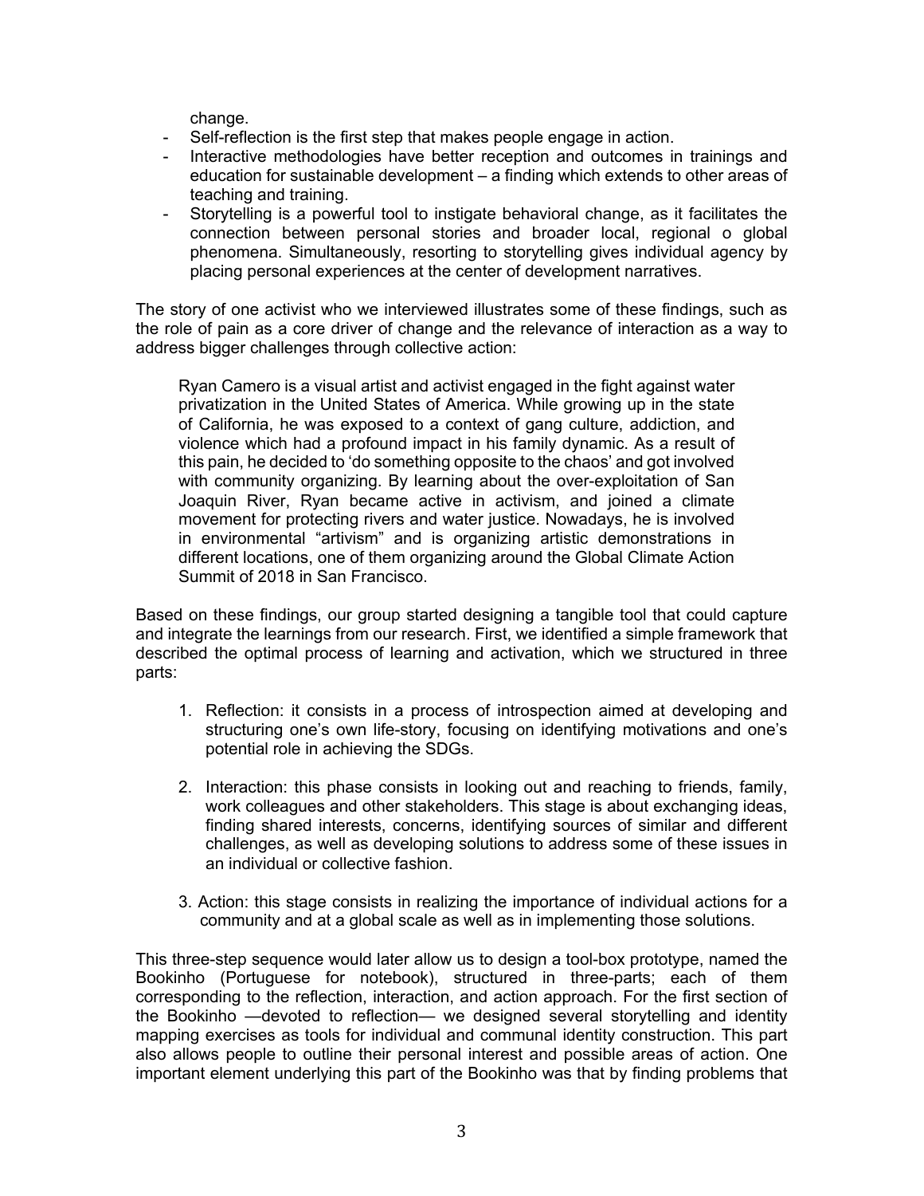change.

- Self-reflection is the first step that makes people engage in action.
- Interactive methodologies have better reception and outcomes in trainings and education for sustainable development – a finding which extends to other areas of teaching and training.
- Storytelling is a powerful tool to instigate behavioral change, as it facilitates the connection between personal stories and broader local, regional o global phenomena. Simultaneously, resorting to storytelling gives individual agency by placing personal experiences at the center of development narratives.

The story of one activist who we interviewed illustrates some of these findings, such as the role of pain as a core driver of change and the relevance of interaction as a way to address bigger challenges through collective action:

> Ryan Camero is a visual artist and activist engaged in the fight against water privatization in the United States of America. While growing up in the state of California, he was exposed to a context of gang culture, addiction, and violence which had a profound impact in his family dynamic. As a result of this pain, he decided to 'do something opposite to the chaos' and got involved with community organizing. By learning about the over-exploitation of San Joaquin River, Ryan became active in activism, and joined a climate movement for protecting rivers and water justice. Nowadays, he is involved in environmental "artivism" and is organizing artistic demonstrations in different locations, one of them organizing around the Global Climate Action Summit of 2018 in San Francisco.

Based on these findings, our group started designing a tangible tool that could capture and integrate the learnings from our research. First, we identified a simple framework that described the optimal process of learning and activation, which we structured in three parts:

1. Reflection: it consists in a process of introspection aimed at developing and structuring one's own life-story, focusing on identifying motivations and one's potential role in achieving the SDGs.

2. Interaction: this phase consists in looking out and reaching to friends, family, work colleagues and other stakeholders. This stage is about exchanging ideas, finding shared interests, concerns, identifying sources of similar and different challenges, as well as developing solutions to address some of these issues in an individual or collective fashion.

3. Action: this stage consists in realizing the importance of individual actions for a community and at a global scale as well as in implementing those solutions.

This three-step sequence would later allow us to design a tool-box prototype, named the Bookinho (Portuguese for notebook), structured in three-parts; each of them corresponding to the reflection, interaction, and action approach. For the first section of the Bookinho —devoted to reflection— we designed several storytelling and identity mapping exercises as tools for individual and communal identity construction. This part also allows people to outline their personal interest and possible areas of action. One important element underlying this part of the Bookinho was that by finding problems that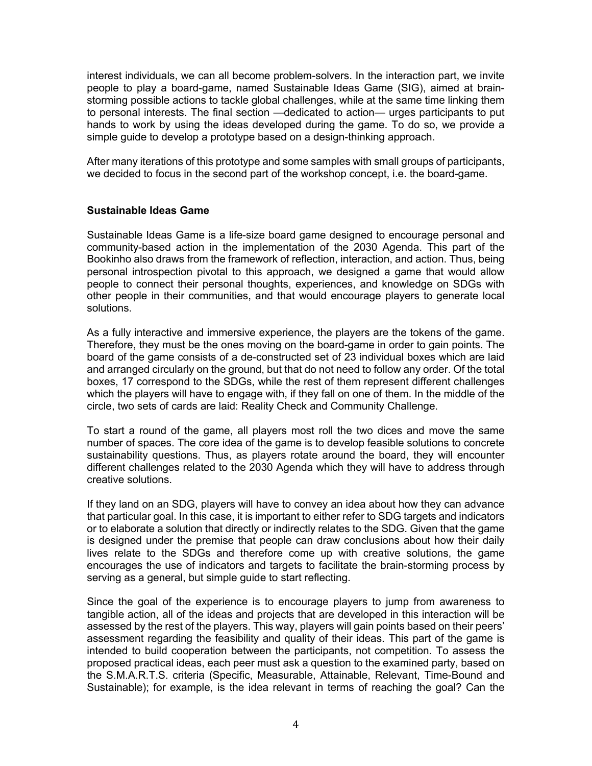interest individuals, we can all become problem-solvers. In the interaction part, we invite people to play a board-game, named Sustainable Ideas Game (SIG), aimed at brain-storming possible actions to tackle global challenges, while at the same time linking them to personal interests. The final section —dedicated to action— urges participants to put hands to work by using the ideas developed during the game. To do so, we provide a simple guide to develop a prototype based on a design-thinking approach.

After many iterations of this prototype and some samples with small groups of participants, we decided to focus in the second part of the workshop concept, i.e. the board-game.

**Sustainable Ideas Game**

Sustainable Ideas Game is a life-size board game designed to encourage personal and community-based action in the implementation of the 2030 Agenda. This part of the Bookinho also draws from the framework of reflection, interaction, and action. Thus, being personal introspection pivotal to this approach, we designed a game that would allow people to connect their personal thoughts, experiences, and knowledge on SDGs with other people in their communities, and that would encourage players to generate local solutions.

As a fully interactive and immersive experience, the players are the tokens of the game. Therefore, they must be the ones moving on the board-game in order to gain points. The board of the game consists of a de-constructed set of 23 individual boxes which are laid and arranged circularly on the ground, but that do not need to follow any order. Of the total boxes, 17 correspond to the SDGs, while the rest of them represent different challenges which the players will have to engage with, if they fall on one of them. In the middle of the circle, two sets of cards are laid: Reality Check and Community Challenge.

To start a round of the game, all players most roll the two dices and move the same number of spaces. The core idea of the game is to develop feasible solutions to concrete sustainability questions. Thus, as players rotate around the board, they will encounter different challenges related to the 2030 Agenda which they will have to address through creative solutions.

If they land on an SDG, players will have to convey an idea about how they can advance that particular goal. In this case, it is important to either refer to SDG targets and indicators or to elaborate a solution that directly or indirectly relates to the SDG. Given that the game is designed under the premise that people can draw conclusions about how their daily lives relate to the SDGs and therefore come up with creative solutions, the game encourages the use of indicators and targets to facilitate the brain-storming process by serving as a general, but simple guide to start reflecting.

Since the goal of the experience is to encourage players to jump from awareness to tangible action, all of the ideas and projects that are developed in this interaction will be assessed by the rest of the players. This way, players will gain points based on their peers' assessment regarding the feasibility and quality of their ideas. This part of the game is intended to build cooperation between the participants, not competition. To assess the proposed practical ideas, each peer must ask a question to the examined party, based on the S.M.A.R.T.S. criteria (Specific, Measurable, Attainable, Relevant, Time-Bound and Sustainable); for example, is the idea relevant in terms of reaching the goal? Can the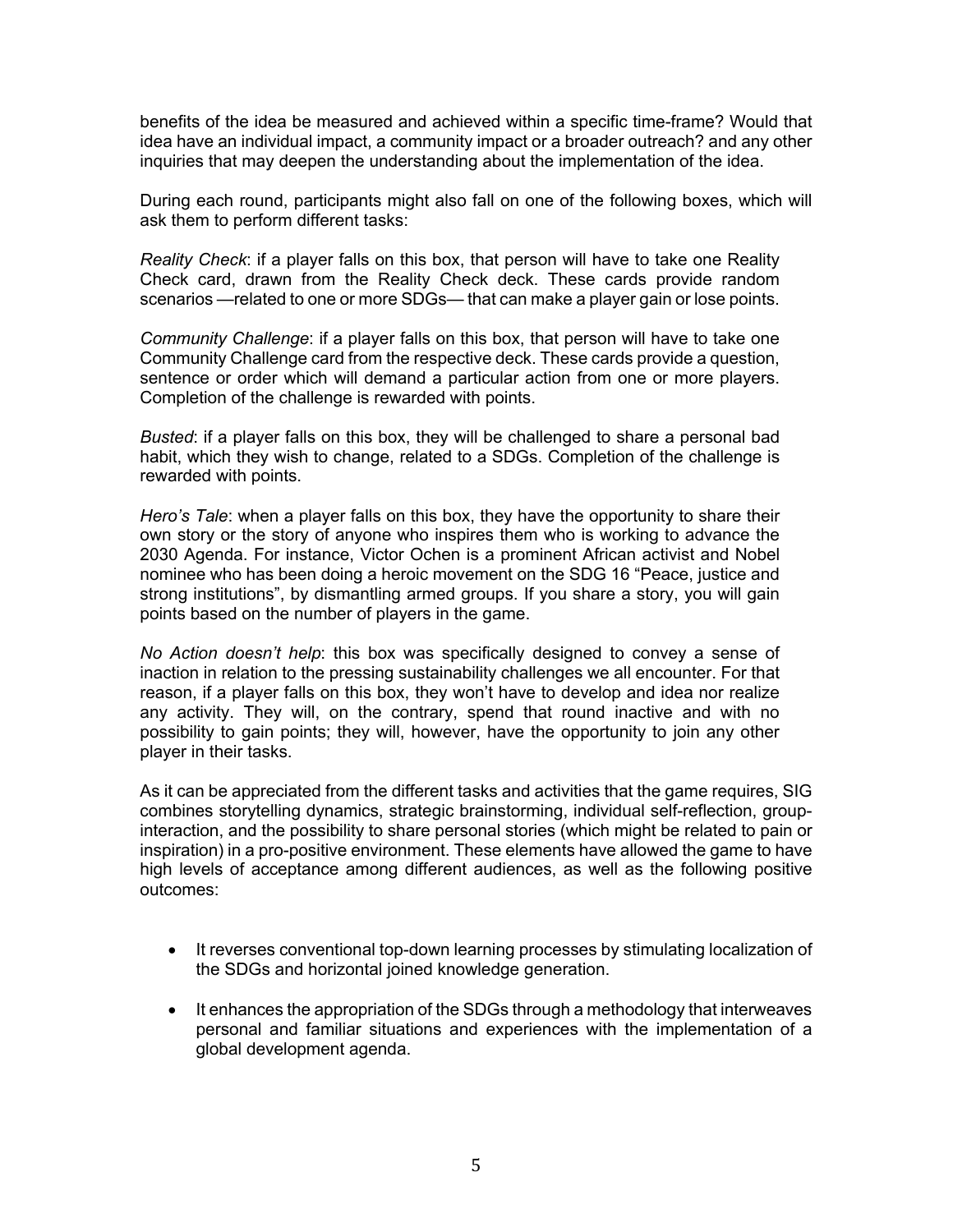benefits of the idea be measured and achieved within a specific time-frame? Would that idea have an individual impact, a community impact or a broader outreach? and any other inquiries that may deepen the understanding about the implementation of the idea.

During each round, participants might also fall on one of the following boxes, which will ask them to perform different tasks:

*Reality Check*: if a player falls on this box, that person will have to take one Reality Check card, drawn from the Reality Check deck. These cards provide random scenarios —related to one or more SDGs— that can make a player gain or lose points.

*Community Challenge*: if a player falls on this box, that person will have to take one Community Challenge card from the respective deck. These cards provide a question, sentence or order which will demand a particular action from one or more players. Completion of the challenge is rewarded with points.

*Busted*: if a player falls on this box, they will be challenged to share a personal bad habit, which they wish to change, related to a SDGs. Completion of the challenge is rewarded with points.

*Hero's Tale*: when a player falls on this box, they have the opportunity to share their own story or the story of anyone who inspires them who is working to advance the 2030 Agenda. For instance, Victor Ochen is a prominent African activist and Nobel nominee who has been doing a heroic movement on the SDG 16 "Peace, justice and strong institutions", by dismantling armed groups. If you share a story, you will gain points based on the number of players in the game.

*No Action doesn't help*: this box was specifically designed to convey a sense of inaction in relation to the pressing sustainability challenges we all encounter. For that reason, if a player falls on this box, they won't have to develop and idea nor realize any activity. They will, on the contrary, spend that round inactive and with no possibility to gain points; they will, however, have the opportunity to join any other player in their tasks.

As it can be appreciated from the different tasks and activities that the game requires, SIG combines storytelling dynamics, strategic brainstorming, individual self-reflection, group-interaction, and the possibility to share personal stories (which might be related to pain or inspiration) in a pro-positive environment. These elements have allowed the game to have high levels of acceptance among different audiences, as well as the following positive outcomes:

- It reverses conventional top-down learning processes by stimulating localization of the SDGs and horizontal joined knowledge generation.
- It enhances the appropriation of the SDGs through a methodology that interweaves personal and familiar situations and experiences with the implementation of a global development agenda.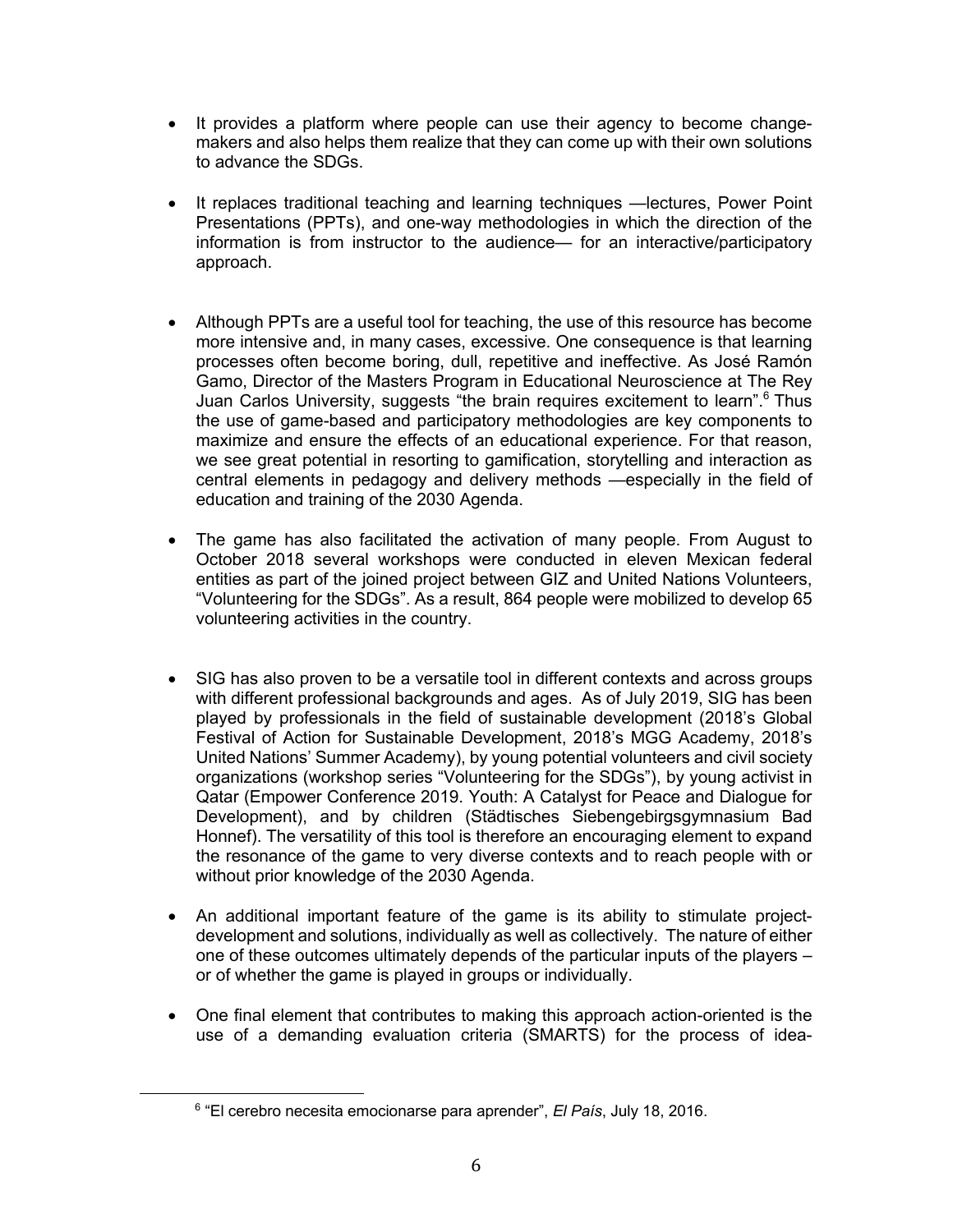- It provides a platform where people can use their agency to become change-makers and also helps them realize that they can come up with their own solutions to advance the SDGs.

- It replaces traditional teaching and learning techniques —lectures, Power Point Presentations (PPTs), and one-way methodologies in which the direction of the information is from instructor to the audience— for an interactive/participatory approach.

- Although PPTs are a useful tool for teaching, the use of this resource has become more intensive and, in many cases, excessive. One consequence is that learning processes often become boring, dull, repetitive and ineffective. As José Ramón Gamo, Director of the Masters Program in Educational Neuroscience at The Rey Juan Carlos University, suggests "the brain requires excitement to learn".[6] Thus the use of game-based and participatory methodologies are key components to maximize and ensure the effects of an educational experience. For that reason, we see great potential in resorting to gamification, storytelling and interaction as central elements in pedagogy and delivery methods —especially in the field of education and training of the 2030 Agenda.

- The game has also facilitated the activation of many people. From August to October 2018 several workshops were conducted in eleven Mexican federal entities as part of the joined project between GIZ and United Nations Volunteers, "Volunteering for the SDGs". As a result, 864 people were mobilized to develop 65 volunteering activities in the country.

- SIG has also proven to be a versatile tool in different contexts and across groups with different professional backgrounds and ages. As of July 2019, SIG has been played by professionals in the field of sustainable development (2018's Global Festival of Action for Sustainable Development, 2018's MGG Academy, 2018's United Nations' Summer Academy), by young potential volunteers and civil society organizations (workshop series "Volunteering for the SDGs"), by young activist in Qatar (Empower Conference 2019. Youth: A Catalyst for Peace and Dialogue for Development), and by children (Städtisches Siebengebirgsgymnasium Bad Honnef). The versatility of this tool is therefore an encouraging element to expand the resonance of the game to very diverse contexts and to reach people with or without prior knowledge of the 2030 Agenda.

- An additional important feature of the game is its ability to stimulate project-development and solutions, individually as well as collectively. The nature of either one of these outcomes ultimately depends of the particular inputs of the players – or of whether the game is played in groups or individually.

- One final element that contributes to making this approach action-oriented is the use of a demanding evaluation criteria (SMARTS) for the process of idea-

[6] "El cerebro necesita emocionarse para aprender", *El País*, July 18, 2016.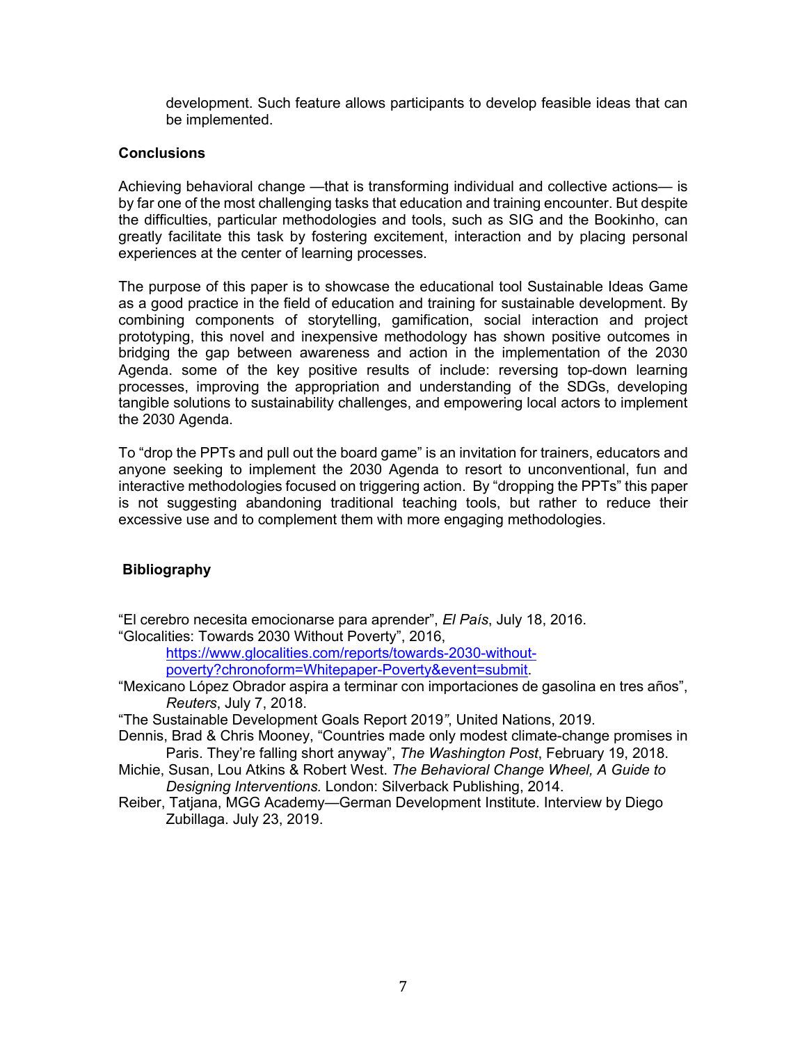development. Such feature allows participants to develop feasible ideas that can be implemented.

## Conclusions

Achieving behavioral change —that is transforming individual and collective actions— is by far one of the most challenging tasks that education and training encounter. But despite the difficulties, particular methodologies and tools, such as SIG and the Bookinho, can greatly facilitate this task by fostering excitement, interaction and by placing personal experiences at the center of learning processes.

The purpose of this paper is to showcase the educational tool Sustainable Ideas Game as a good practice in the field of education and training for sustainable development. By combining components of storytelling, gamification, social interaction and project prototyping, this novel and inexpensive methodology has shown positive outcomes in bridging the gap between awareness and action in the implementation of the 2030 Agenda. some of the key positive results of include: reversing top-down learning processes, improving the appropriation and understanding of the SDGs, developing tangible solutions to sustainability challenges, and empowering local actors to implement the 2030 Agenda.

To "drop the PPTs and pull out the board game" is an invitation for trainers, educators and anyone seeking to implement the 2030 Agenda to resort to unconventional, fun and interactive methodologies focused on triggering action. By "dropping the PPTs" this paper is not suggesting abandoning traditional teaching tools, but rather to reduce their excessive use and to complement them with more engaging methodologies.

## Bibliography

"El cerebro necesita emocionarse para aprender", *El País*, July 18, 2016.

"Glocalities: Towards 2030 Without Poverty", 2016, [https://www.glocalities.com/reports/towards-2030-without-poverty?chronoform=Whitepaper-Poverty&event=submit](https://www.glocalities.com/reports/towards-2030-without-poverty?chronoform=Whitepaper-Poverty&event=submit).

"Mexicano López Obrador aspira a terminar con importaciones de gasolina en tres años", *Reuters*, July 7, 2018.

"The Sustainable Development Goals Report 2019", United Nations, 2019.

Dennis, Brad & Chris Mooney, "Countries made only modest climate-change promises in Paris. They're falling short anyway", *The Washington Post*, February 19, 2018.

Michie, Susan, Lou Atkins & Robert West. *The Behavioral Change Wheel, A Guide to Designing Interventions.* London: Silverback Publishing, 2014.

Reiber, Tatjana, MGG Academy—German Development Institute. Interview by Diego Zubillaga. July 23, 2019.